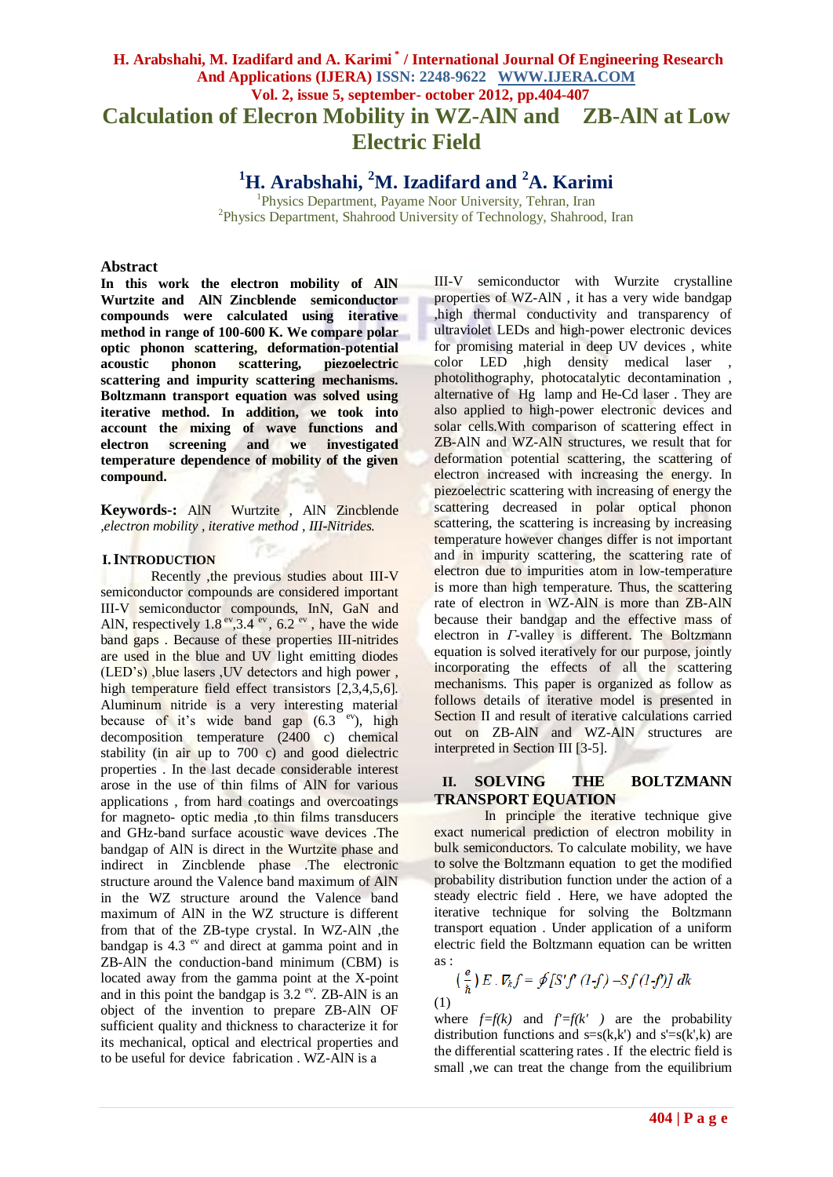# Calculation of Elecron Mobility in WZ-AlN and ZB-AlN at Low Electric Field

**[1]H. Arabshahi, [2]M. Izadifard and [2]A. Karimi**

[1]Physics Department, Payame Noor University, Tehran, Iran
[2]Physics Department, Shahrood University of Technology, Shahrood, Iran

## Abstract

**In this work the electron mobility of AlN Wurtzite and AlN Zincblende semiconductor compounds were calculated using iterative method in range of 100-600 K. We compare polar optic phonon scattering, deformation-potential acoustic phonon scattering, piezoelectric scattering and impurity scattering mechanisms. Boltzmann transport equation was solved using iterative method. In addition, we took into account the mixing of wave functions and electron screening and we investigated temperature dependence of mobility of the given compound.**

**Keywords-:** AlN Wurtzite , AlN Zincblende *,electron mobility , iterative method , III-Nitrides.*

## I. INTRODUCTION

Recently ,the previous studies about III-V semiconductor compounds are considered important III-V semiconductor compounds, InN, GaN and AlN, respectively 1.8 $^{ev}$,3.4 $^{ev}$, 6.2 $^{ev}$ , have the wide band gaps . Because of these properties III-nitrides are used in the blue and UV light emitting diodes (LED's) ,blue lasers ,UV detectors and high power , high temperature field effect transistors [2,3,4,5,6]. Aluminum nitride is a very interesting material because of it's wide band gap (6.3 $^{ev}$), high decomposition temperature (2400 c) chemical stability (in air up to 700 c) and good dielectric properties . In the last decade considerable interest arose in the use of thin films of AlN for various applications , from hard coatings and overcoatings for magneto- optic media ,to thin films transducers and GHz-band surface acoustic wave devices .The bandgap of AlN is direct in the Wurtzite phase and indirect in Zincblende phase .The electronic structure around the Valence band maximum of AlN in the WZ structure around the Valence band maximum of AlN in the WZ structure is different from that of the ZB-type crystal. In WZ-AlN ,the bandgap is 4.3 $^{ev}$ and direct at gamma point and in ZB-AlN the conduction-band minimum (CBM) is located away from the gamma point at the X-point and in this point the bandgap is 3.2 $^{ev}$. ZB-AlN is an object of the invention to prepare ZB-AlN OF sufficient quality and thickness to characterize it for its mechanical, optical and electrical properties and to be useful for device fabrication . WZ-AlN is a III-V semiconductor with Wurzite crystalline properties of WZ-AlN , it has a very wide bandgap ,high thermal conductivity and transparency of ultraviolet LEDs and high-power electronic devices for promising material in deep UV devices , white color LED ,high density medical laser , photolithography, photocatalytic decontamination , alternative of Hg lamp and He-Cd laser . They are also applied to high-power electronic devices and solar cells.With comparison of scattering effect in ZB-AlN and WZ-AlN structures, we result that for deformation potential scattering, the scattering of electron increased with increasing the energy. In piezoelectric scattering with increasing of energy the scattering decreased in polar optical phonon scattering, the scattering is increasing by increasing temperature however changes differ is not important and in impurity scattering, the scattering rate of electron due to impurities atom in low-temperature is more than high temperature. Thus, the scattering rate of electron in WZ-AlN is more than ZB-AlN because their bandgap and the effective mass of electron in $\Gamma$-valley is different. The Boltzmann equation is solved iteratively for our purpose, jointly incorporating the effects of all the scattering mechanisms. This paper is organized as follow as follows details of iterative model is presented in Section II and result of iterative calculations carried out on ZB-AlN and WZ-AlN structures are interpreted in Section III [3-5].

## II. SOLVING THE BOLTZMANN TRANSPORT EQUATION

In principle the iterative technique give exact numerical prediction of electron mobility in bulk semiconductors. To calculate mobility, we have to solve the Boltzmann equation to get the modified probability distribution function under the action of a steady electric field . Here, we have adopted the iterative technique for solving the Boltzmann transport equation . Under application of a uniform electric field the Boltzmann equation can be written as :

$$\left(\frac{e}{\hbar}\right) E . \nabla_k f = \oint [S' f' (1-f) - S f (1-f')] \, dk \quad (1)$$

where $f=f(k)$ and $f'=f(k')$ are the probability distribution functions and s=s(k,k') and s'=s(k',k) are the differential scattering rates . If the electric field is small ,we can treat the change from the equilibrium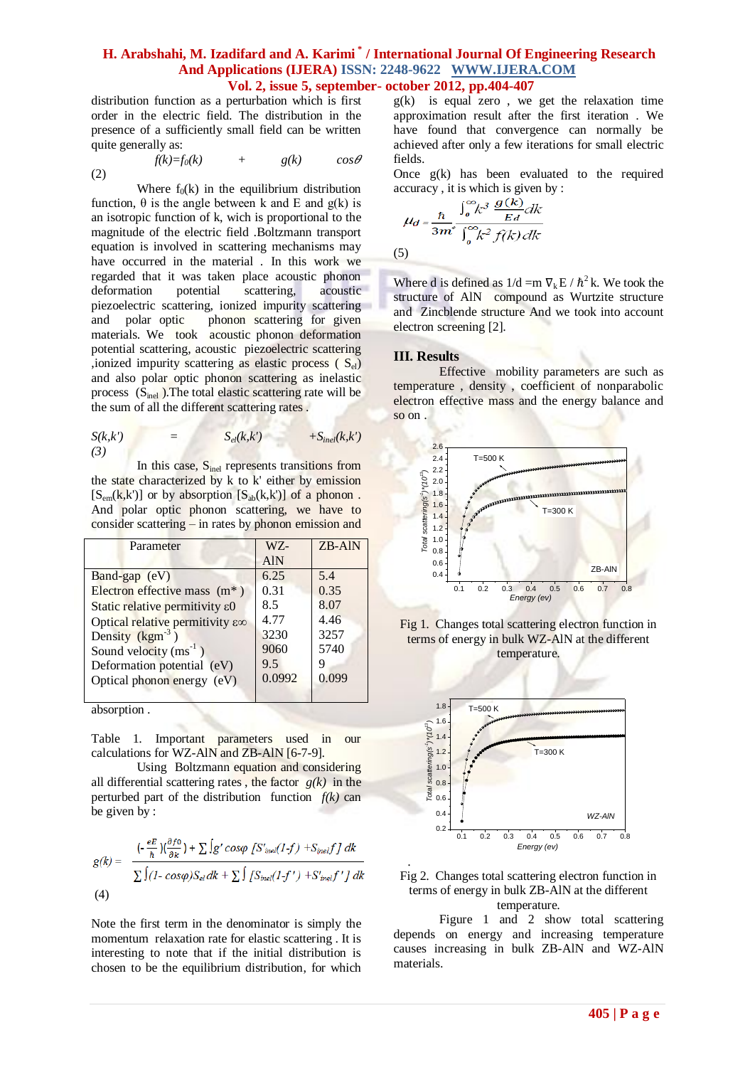distribution function as a perturbation which is first order in the electric field. The distribution in the presence of a sufficiently small field can be written quite generally as:

$$f(k)=f_0(k) + g(k) \cos\theta \tag{2}$$

Where $f_0(k)$ in the equilibrium distribution function, θ is the angle between k and E and g(k) is an isotropic function of k, wich is proportional to the magnitude of the electric field .Boltzmann transport equation is involved in scattering mechanisms may have occurred in the material . In this work we regarded that it was taken place acoustic phonon deformation potential scattering, acoustic piezoelectric scattering, ionized impurity scattering and polar optic phonon scattering for given materials. We took acoustic phonon deformation potential scattering, acoustic piezoelectric scattering ,ionized impurity scattering as elastic process ( $S_{el}$) and also polar optic phonon scattering as inelastic process ($S_{inel}$ ).The total elastic scattering rate will be the sum of all the different scattering rates .

$$S(k,k') = S_{el}(k,k') + S_{inel}(k,k') \tag{3}$$

In this case, $S_{inel}$ represents transitions from the state characterized by k to k' either by emission [$S_{em}(k,k')$] or by absorption [$S_{ab}(k,k')$] of a phonon . And polar optic phonon scattering, we have to consider scattering – in rates by phonon emission and absorption .

| Parameter | WZ-AlN | ZB-AlN |
|---|---|---|
| Band-gap (eV) | 6.25 | 5.4 |
| Electron effective mass ($m^*$) | 0.31 | 0.35 |
| Static relative permitivity $\varepsilon_0$ | 8.5 | 8.07 |
| Optical relative permitivity $\varepsilon_\infty$ | 4.77 | 4.46 |
| Density ($kgm^{-3}$) | 3230 | 3257 |
| Sound velocity ($ms^{-1}$) | 9060 | 5740 |
| Deformation potential (eV) | 9.5 | 9 |
| Optical phonon energy (eV) | 0.0992 | 0.099 |

Table 1. Important parameters used in our calculations for WZ-AlN and ZB-AlN [6-7-9].

Using Boltzmann equation and considering all differential scattering rates , the factor *g(k)* in the perturbed part of the distribution function *f(k)* can be given by :

$$g(k) = \frac{\left(-\frac{eE}{\hbar}\right)\left(\frac{\partial f_0}{\partial k}\right) + \sum \int g' \cos\varphi \, [S'_{inel}(1-f) + S_{inel} f] \, dk}{\sum \int (1-\cos\varphi) S_{el} \, dk + \sum \int [S_{inel}(1-f') + S'_{inel} f'] \, dk} \tag{4}$$

Note the first term in the denominator is simply the momentum relaxation rate for elastic scattering . It is interesting to note that if the initial distribution is chosen to be the equilibrium distribution, for which g(k) is equal zero , we get the relaxation time approximation result after the first iteration . We have found that convergence can normally be achieved after only a few iterations for small electric fields.

Once g(k) has been evaluated to the required accuracy , it is which is given by :

$$\mu_d = \frac{\hbar}{3m^*} \frac{\int_0^\infty k^3 \frac{g(k)}{Ed} dk}{\int_0^\infty k^2 f(k) dk} \tag{5}$$

Where d is defined as $1/d = m \nabla_k E / \hbar^2 k$. We took the structure of AlN compound as Wurtzite structure and Zincblende structure And we took into account electron screening [2].

## III. Results

Effective mobility parameters are such as temperature , density , coefficient of nonparabolic electron effective mass and the energy balance and so on .

Fig 1. Changes total scattering electron function in terms of energy in bulk WZ-AlN at the different temperature.

Fig 2. Changes total scattering electron function in terms of energy in bulk ZB-AlN at the different temperature.

Figure 1 and 2 show total scattering depends on energy and increasing temperature causes increasing in bulk ZB-AlN and WZ-AlN materials.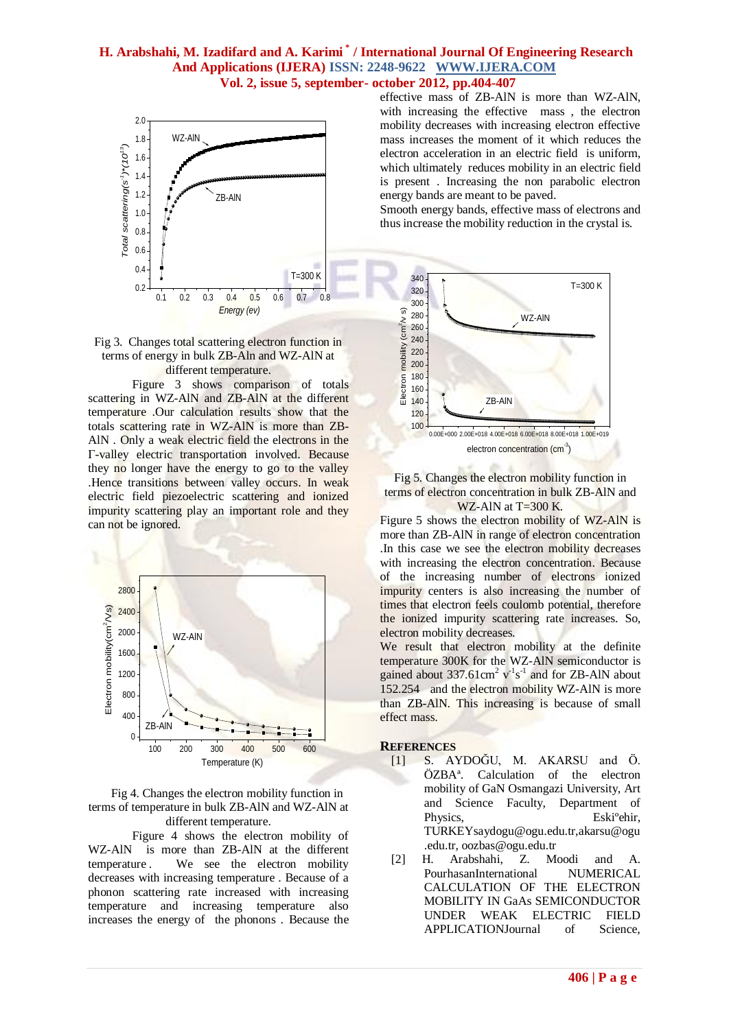Fig 3. Changes total scattering electron function in terms of energy in bulk ZB-Aln and WZ-AlN at different temperature.

Figure 3 shows comparison of totals scattering in WZ-AlN and ZB-AlN at the different temperature .Our calculation results show that the totals scattering rate in WZ-AlN is more than ZB-AlN . Only a weak electric field the electrons in the Γ-valley electric transportation involved. Because they no longer have the energy to go to the valley .Hence transitions between valley occurs. In weak electric field piezoelectric scattering and ionized impurity scattering play an important role and they can not be ignored.

Fig 4. Changes the electron mobility function in terms of temperature in bulk ZB-AlN and WZ-AlN at different temperature.

Figure 4 shows the electron mobility of WZ-AlN is more than ZB-AlN at the different temperature . We see the electron mobility decreases with increasing temperature . Because of a phonon scattering rate increased with increasing temperature and increasing temperature also increases the energy of the phonons . Because the effective mass of ZB-AlN is more than WZ-AlN, with increasing the effective mass , the electron mobility decreases with increasing electron effective mass increases the moment of it which reduces the electron acceleration in an electric field is uniform, which ultimately reduces mobility in an electric field is present . Increasing the non parabolic electron energy bands are meant to be paved.

Smooth energy bands, effective mass of electrons and thus increase the mobility reduction in the crystal is.

Fig 5. Changes the electron mobility function in terms of electron concentration in bulk ZB-AlN and WZ-AlN at T=300 K.

Figure 5 shows the electron mobility of WZ-AlN is more than ZB-AlN in range of electron concentration .In this case we see the electron mobility decreases with increasing the electron concentration. Because of the increasing number of electrons ionized impurity centers is also increasing the number of times that electron feels coulomb potential, therefore the ionized impurity scattering rate increases. So, electron mobility decreases.

We result that electron mobility at the definite temperature 300K for the WZ-AlN semiconductor is gained about 337.61$cm^2\ v^{-1}s^{-1}$ and for ZB-AlN about 152.254 and the electron mobility WZ-AlN is more than ZB-AlN. This increasing is because of small effect mass.

## REFERENCES

[1] S. AYDOĞU, M. AKARSU and Ö. ÖZBA[a]. Calculation of the electron mobility of GaN Osmangazi University, Art and Science Faculty, Department of Physics, Eski°ehir, TURKEYsaydogu@ogu.edu.tr,akarsu@ogu.edu.tr, oozbas@ogu.edu.tr

[2] H. Arabshahi, Z. Moodi and A. PourhasanInternational NUMERICAL CALCULATION OF THE ELECTRON MOBILITY IN GaAs SEMICONDUCTOR UNDER WEAK ELECTRIC FIELD APPLICATIONJournal of Science,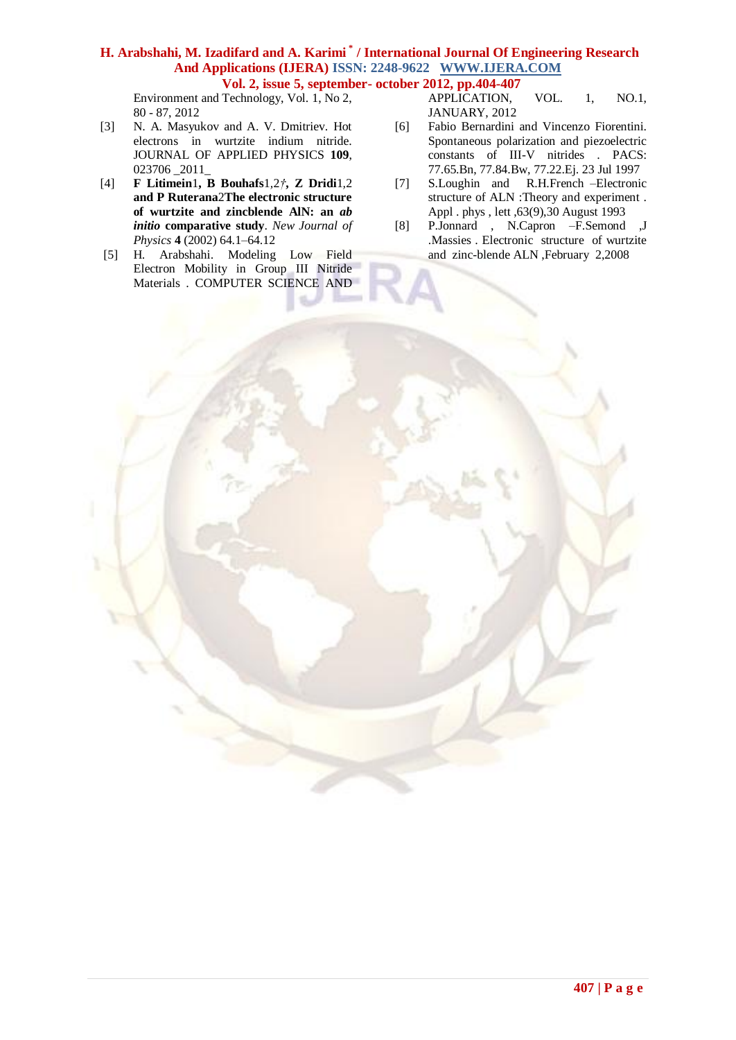Environment and Technology, Vol. 1, No 2, 80 - 87, 2012

[3] N. A. Masyukov and A. V. Dmitriev. Hot electrons in wurtzite indium nitride. JOURNAL OF APPLIED PHYSICS **109**, 023706 _2011_

[4] **F Litimein**1**, B Bouhafs**1,2*†***, Z Dridi**1,2 **and P Ruterana**2**The electronic structure of wurtzite and zincblende AlN: an *ab initio* comparative study**. *New Journal of Physics* **4** (2002) 64.1–64.12

[5] H. Arabshahi. Modeling Low Field Electron Mobility in Group III Nitride Materials . COMPUTER SCIENCE AND APPLICATION, VOL. 1, NO.1, JANUARY, 2012

[6] Fabio Bernardini and Vincenzo Fiorentini. Spontaneous polarization and piezoelectric constants of III-V nitrides . PACS: 77.65.Bn, 77.84.Bw, 77.22.Ej. 23 Jul 1997

[7] S.Loughin and R.H.French –Electronic structure of ALN :Theory and experiment . Appl . phys , lett ,63(9),30 August 1993

[8] P.Jonnard , N.Capron –F.Semond ,J .Massies . Electronic structure of wurtzite and zinc-blende ALN ,February 2,2008